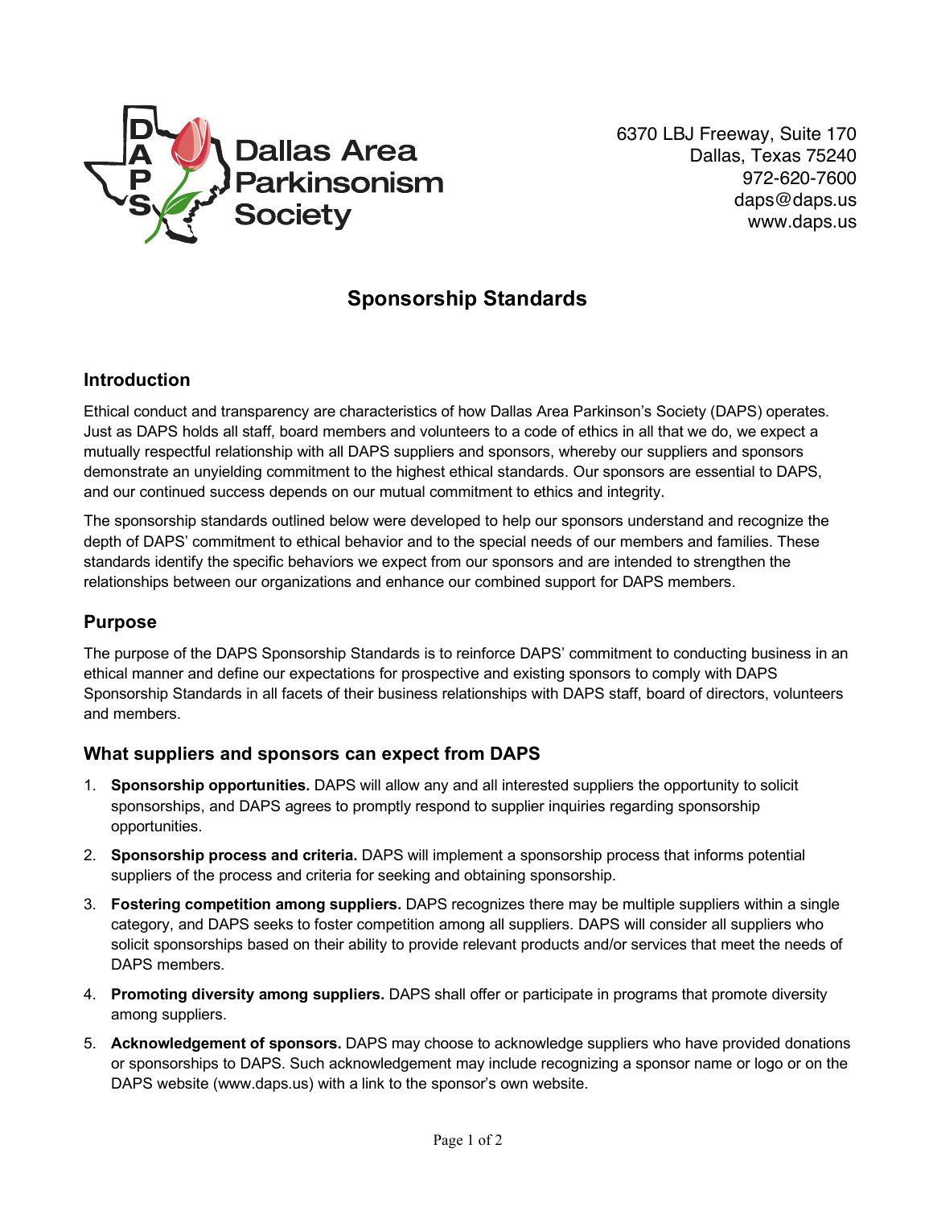Dallas Area Parkinsonism Society

6370 LBJ Freeway, Suite 170
Dallas, Texas 75240
972-620-7600
daps@daps.us
www.daps.us

# Sponsorship Standards

## Introduction

Ethical conduct and transparency are characteristics of how Dallas Area Parkinson's Society (DAPS) operates. Just as DAPS holds all staff, board members and volunteers to a code of ethics in all that we do, we expect a mutually respectful relationship with all DAPS suppliers and sponsors, whereby our suppliers and sponsors demonstrate an unyielding commitment to the highest ethical standards. Our sponsors are essential to DAPS, and our continued success depends on our mutual commitment to ethics and integrity.

The sponsorship standards outlined below were developed to help our sponsors understand and recognize the depth of DAPS' commitment to ethical behavior and to the special needs of our members and families. These standards identify the specific behaviors we expect from our sponsors and are intended to strengthen the relationships between our organizations and enhance our combined support for DAPS members.

## Purpose

The purpose of the DAPS Sponsorship Standards is to reinforce DAPS' commitment to conducting business in an ethical manner and define our expectations for prospective and existing sponsors to comply with DAPS Sponsorship Standards in all facets of their business relationships with DAPS staff, board of directors, volunteers and members.

## What suppliers and sponsors can expect from DAPS

1. **Sponsorship opportunities.** DAPS will allow any and all interested suppliers the opportunity to solicit sponsorships, and DAPS agrees to promptly respond to supplier inquiries regarding sponsorship opportunities.
2. **Sponsorship process and criteria.** DAPS will implement a sponsorship process that informs potential suppliers of the process and criteria for seeking and obtaining sponsorship.
3. **Fostering competition among suppliers.** DAPS recognizes there may be multiple suppliers within a single category, and DAPS seeks to foster competition among all suppliers. DAPS will consider all suppliers who solicit sponsorships based on their ability to provide relevant products and/or services that meet the needs of DAPS members.
4. **Promoting diversity among suppliers.** DAPS shall offer or participate in programs that promote diversity among suppliers.
5. **Acknowledgement of sponsors.** DAPS may choose to acknowledge suppliers who have provided donations or sponsorships to DAPS. Such acknowledgement may include recognizing a sponsor name or logo or on the DAPS website (www.daps.us) with a link to the sponsor's own website.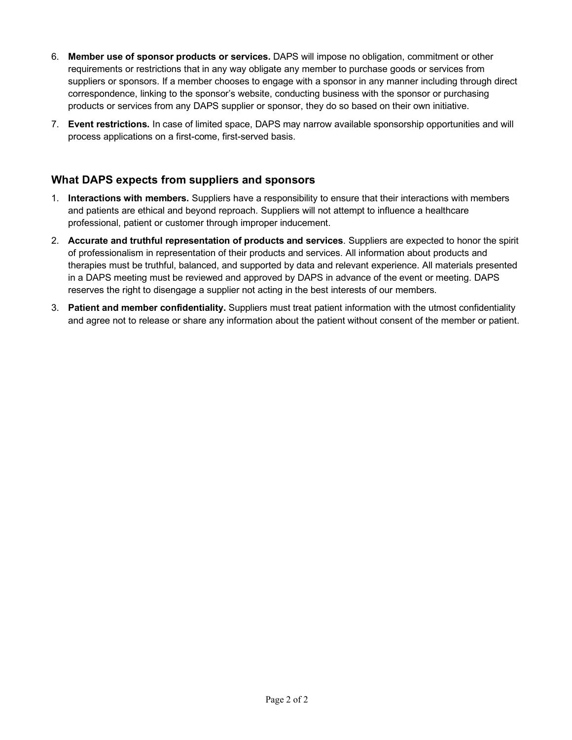6. **Member use of sponsor products or services.** DAPS will impose no obligation, commitment or other requirements or restrictions that in any way obligate any member to purchase goods or services from suppliers or sponsors. If a member chooses to engage with a sponsor in any manner including through direct correspondence, linking to the sponsor's website, conducting business with the sponsor or purchasing products or services from any DAPS supplier or sponsor, they do so based on their own initiative.
7. **Event restrictions.** In case of limited space, DAPS may narrow available sponsorship opportunities and will process applications on a first-come, first-served basis.

## What DAPS expects from suppliers and sponsors

1. **Interactions with members.** Suppliers have a responsibility to ensure that their interactions with members and patients are ethical and beyond reproach. Suppliers will not attempt to influence a healthcare professional, patient or customer through improper inducement.
2. **Accurate and truthful representation of products and services**. Suppliers are expected to honor the spirit of professionalism in representation of their products and services. All information about products and therapies must be truthful, balanced, and supported by data and relevant experience. All materials presented in a DAPS meeting must be reviewed and approved by DAPS in advance of the event or meeting. DAPS reserves the right to disengage a supplier not acting in the best interests of our members.
3. **Patient and member confidentiality.** Suppliers must treat patient information with the utmost confidentiality and agree not to release or share any information about the patient without consent of the member or patient.